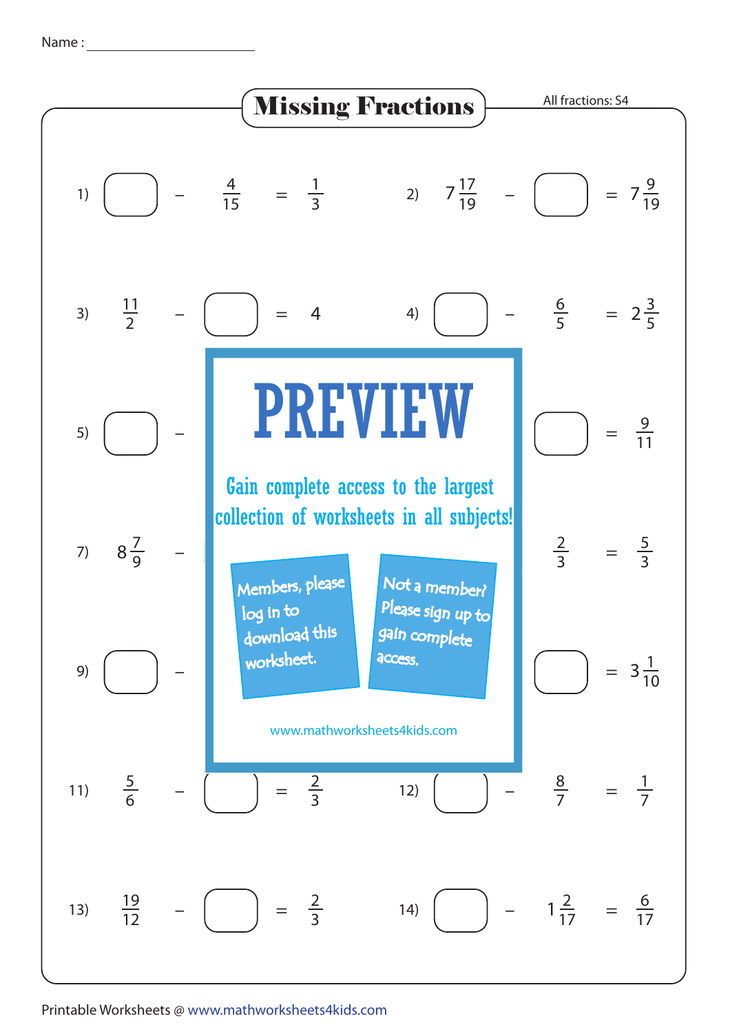Name : ____________________

# Missing Fractions

All fractions: S4

1) $\square - \frac{4}{15} = \frac{1}{3}$

2) $7\frac{17}{19} - \square = 7\frac{9}{19}$

3) $\frac{11}{2} - \square = 4$

4) $\square - \frac{6}{5} = 2\frac{3}{5}$

5) $\square -$

6) $\square = \frac{9}{11}$

7) $8\frac{7}{9} -$

8) $\frac{2}{3} = \frac{5}{3}$

9) $\square -$

10) $\square = 3\frac{1}{10}$

**PREVIEW**

Gain complete access to the largest collection of worksheets in all subjects!

Members, please log in to download this worksheet.

Not a member? Please sign up to gain complete access.

www.mathworksheets4kids.com

11) $\frac{5}{6} - \square = \frac{2}{3}$

12) $\square - \frac{8}{7} = \frac{1}{7}$

13) $\frac{19}{12} - \square = \frac{2}{3}$

14) $\square - 1\frac{2}{17} = \frac{6}{17}$

Printable Worksheets @ www.mathworksheets4kids.com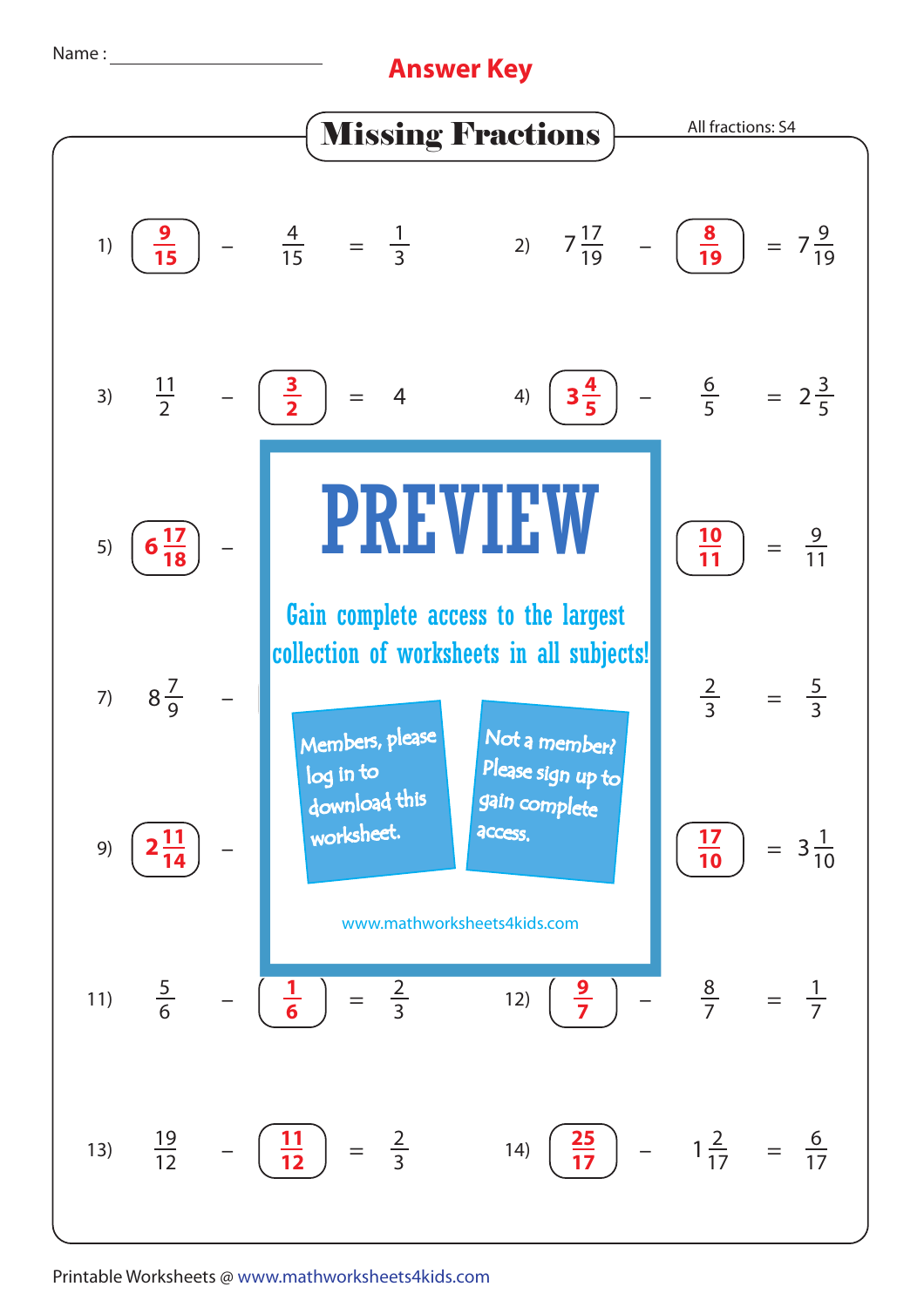Name : ____________________

**Answer Key**

# Missing Fractions

All fractions: S4

1) $\boxed{\frac{9}{15}} - \frac{4}{15} = \frac{1}{3}$

2) $7\frac{17}{19} - \boxed{\frac{8}{19}} = 7\frac{9}{19}$

3) $\frac{11}{2} - \boxed{\frac{3}{2}} = 4$

4) $\boxed{3\frac{4}{5}} - \frac{6}{5} = 2\frac{3}{5}$

5) $\boxed{6\frac{17}{18}} -$

$\boxed{\frac{10}{11}} = \frac{9}{11}$

7) $8\frac{7}{9} -$

$\frac{2}{3} = \frac{5}{3}$

9) $\boxed{2\frac{11}{14}} -$

$\boxed{\frac{17}{10}} = 3\frac{1}{10}$

PREVIEW

Gain complete access to the largest collection of worksheets in all subjects!

Members, please log in to download this worksheet.

Not a member? Please sign up to gain complete access.

www.mathworksheets4kids.com

11) $\frac{5}{6} - \boxed{\frac{1}{6}} = \frac{2}{3}$

12) $\boxed{\frac{9}{7}} - \frac{8}{7} = \frac{1}{7}$

13) $\frac{19}{12} - \boxed{\frac{11}{12}} = \frac{2}{3}$

14) $\boxed{\frac{25}{17}} - 1\frac{2}{17} = \frac{6}{17}$

Printable Worksheets @ www.mathworksheets4kids.com